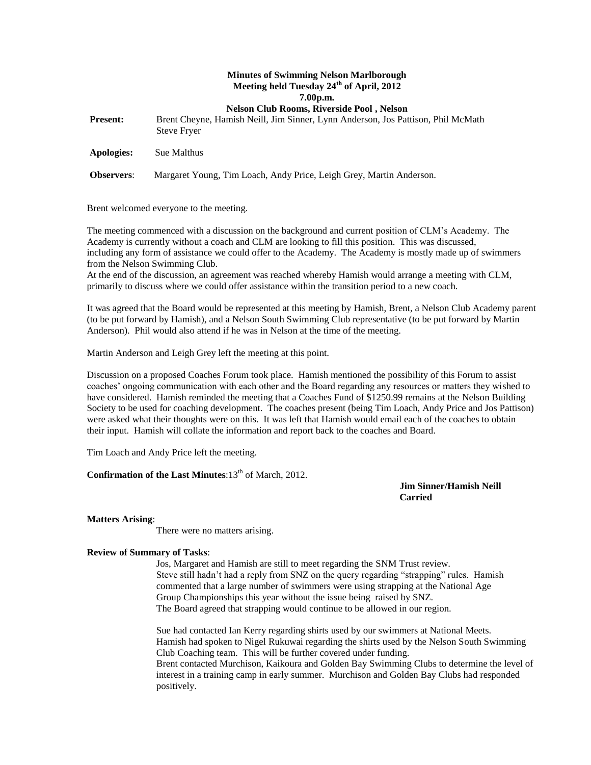**Minutes of Swimming Nelson Marlborough**
**Meeting held Tuesday 24th of April, 2012**
**7.00p.m.**
**Nelson Club Rooms, Riverside Pool , Nelson**

**Present:** Brent Cheyne, Hamish Neill, Jim Sinner, Lynn Anderson, Jos Pattison, Phil McMath Steve Fryer

**Apologies:** Sue Malthus

**Observers**: Margaret Young, Tim Loach, Andy Price, Leigh Grey, Martin Anderson.

Brent welcomed everyone to the meeting.

The meeting commenced with a discussion on the background and current position of CLM's Academy. The Academy is currently without a coach and CLM are looking to fill this position. This was discussed, including any form of assistance we could offer to the Academy. The Academy is mostly made up of swimmers from the Nelson Swimming Club.
At the end of the discussion, an agreement was reached whereby Hamish would arrange a meeting with CLM, primarily to discuss where we could offer assistance within the transition period to a new coach.

It was agreed that the Board would be represented at this meeting by Hamish, Brent, a Nelson Club Academy parent (to be put forward by Hamish), and a Nelson South Swimming Club representative (to be put forward by Martin Anderson). Phil would also attend if he was in Nelson at the time of the meeting.

Martin Anderson and Leigh Grey left the meeting at this point.

Discussion on a proposed Coaches Forum took place. Hamish mentioned the possibility of this Forum to assist coaches' ongoing communication with each other and the Board regarding any resources or matters they wished to have considered. Hamish reminded the meeting that a Coaches Fund of $1250.99 remains at the Nelson Building Society to be used for coaching development. The coaches present (being Tim Loach, Andy Price and Jos Pattison) were asked what their thoughts were on this. It was left that Hamish would email each of the coaches to obtain their input. Hamish will collate the information and report back to the coaches and Board.

Tim Loach and Andy Price left the meeting.

**Confirmation of the Last Minutes**: 13th of March, 2012.

**Jim Sinner/Hamish Neill**
**Carried**

**Matters Arising**:

There were no matters arising.

**Review of Summary of Tasks**:

Jos, Margaret and Hamish are still to meet regarding the SNM Trust review.
Steve still hadn't had a reply from SNZ on the query regarding "strapping" rules. Hamish commented that a large number of swimmers were using strapping at the National Age Group Championships this year without the issue being raised by SNZ.
The Board agreed that strapping would continue to be allowed in our region.

Sue had contacted Ian Kerry regarding shirts used by our swimmers at National Meets.
Hamish had spoken to Nigel Rukuwai regarding the shirts used by the Nelson South Swimming Club Coaching team. This will be further covered under funding.
Brent contacted Murchison, Kaikoura and Golden Bay Swimming Clubs to determine the level of interest in a training camp in early summer. Murchison and Golden Bay Clubs had responded positively.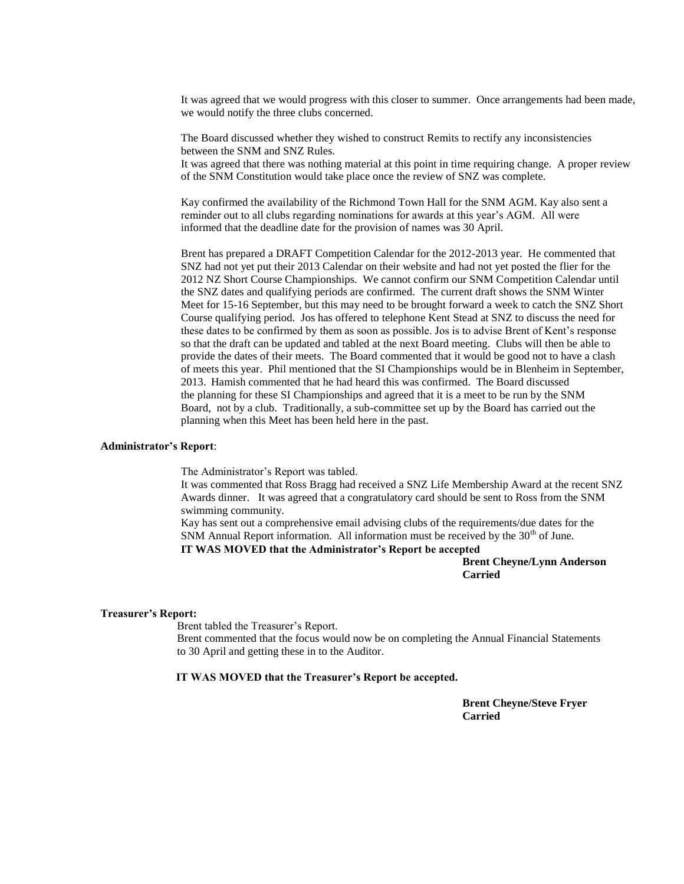It was agreed that we would progress with this closer to summer. Once arrangements had been made, we would notify the three clubs concerned.

The Board discussed whether they wished to construct Remits to rectify any inconsistencies between the SNM and SNZ Rules.
It was agreed that there was nothing material at this point in time requiring change. A proper review of the SNM Constitution would take place once the review of SNZ was complete.

Kay confirmed the availability of the Richmond Town Hall for the SNM AGM. Kay also sent a reminder out to all clubs regarding nominations for awards at this year's AGM. All were informed that the deadline date for the provision of names was 30 April.

Brent has prepared a DRAFT Competition Calendar for the 2012-2013 year. He commented that SNZ had not yet put their 2013 Calendar on their website and had not yet posted the flier for the 2012 NZ Short Course Championships. We cannot confirm our SNM Competition Calendar until the SNZ dates and qualifying periods are confirmed. The current draft shows the SNM Winter Meet for 15-16 September, but this may need to be brought forward a week to catch the SNZ Short Course qualifying period. Jos has offered to telephone Kent Stead at SNZ to discuss the need for these dates to be confirmed by them as soon as possible. Jos is to advise Brent of Kent's response so that the draft can be updated and tabled at the next Board meeting. Clubs will then be able to provide the dates of their meets. The Board commented that it would be good not to have a clash of meets this year. Phil mentioned that the SI Championships would be in Blenheim in September, 2013. Hamish commented that he had heard this was confirmed. The Board discussed the planning for these SI Championships and agreed that it is a meet to be run by the SNM Board, not by a club. Traditionally, a sub-committee set up by the Board has carried out the planning when this Meet has been held here in the past.

**Administrator's Report**:

The Administrator's Report was tabled.
It was commented that Ross Bragg had received a SNZ Life Membership Award at the recent SNZ Awards dinner. It was agreed that a congratulatory card should be sent to Ross from the SNM swimming community.
Kay has sent out a comprehensive email advising clubs of the requirements/due dates for the SNM Annual Report information. All information must be received by the 30th of June.

**IT WAS MOVED that the Administrator's Report be accepted**

**Brent Cheyne/Lynn Anderson**
**Carried**

**Treasurer's Report:**

Brent tabled the Treasurer's Report.
Brent commented that the focus would now be on completing the Annual Financial Statements to 30 April and getting these in to the Auditor.

**IT WAS MOVED that the Treasurer's Report be accepted.**

**Brent Cheyne/Steve Fryer**
**Carried**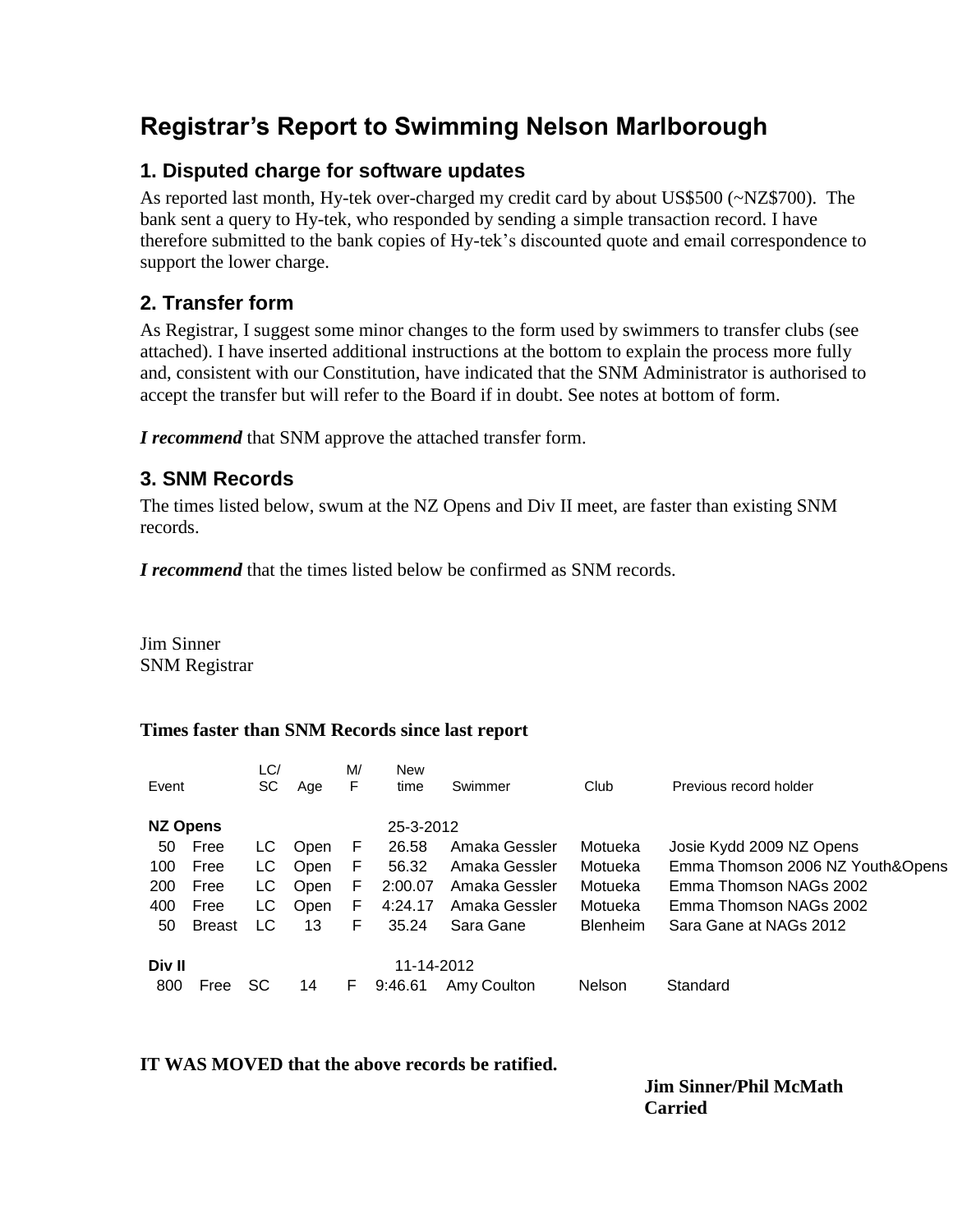# Registrar's Report to Swimming Nelson Marlborough

## 1. Disputed charge for software updates

As reported last month, Hy-tek over-charged my credit card by about US$500 (~NZ$700). The bank sent a query to Hy-tek, who responded by sending a simple transaction record. I have therefore submitted to the bank copies of Hy-tek's discounted quote and email correspondence to support the lower charge.

## 2. Transfer form

As Registrar, I suggest some minor changes to the form used by swimmers to transfer clubs (see attached). I have inserted additional instructions at the bottom to explain the process more fully and, consistent with our Constitution, have indicated that the SNM Administrator is authorised to accept the transfer but will refer to the Board if in doubt. See notes at bottom of form.

***I recommend*** that SNM approve the attached transfer form.

## 3. SNM Records

The times listed below, swum at the NZ Opens and Div II meet, are faster than existing SNM records.

***I recommend*** that the times listed below be confirmed as SNM records.

Jim Sinner
SNM Registrar

**Times faster than SNM Records since last report**

| Event | | LC/ SC | Age | M/ F | New time | Swimmer | Club | Previous record holder |
|---|---|---|---|---|---|---|---|---|
| **NZ Opens** | | | | | 25-3-2012 | | | |
| 50 | Free | LC | Open | F | 26.58 | Amaka Gessler | Motueka | Josie Kydd 2009 NZ Opens |
| 100 | Free | LC | Open | F | 56.32 | Amaka Gessler | Motueka | Emma Thomson 2006 NZ Youth&Opens |
| 200 | Free | LC | Open | F | 2:00.07 | Amaka Gessler | Motueka | Emma Thomson NAGs 2002 |
| 400 | Free | LC | Open | F | 4:24.17 | Amaka Gessler | Motueka | Emma Thomson NAGs 2002 |
| 50 | Breast | LC | 13 | F | 35.24 | Sara Gane | Blenheim | Sara Gane at NAGs 2012 |
| **Div II** | | | | | 11-14-2012 | | | |
| 800 | Free | SC | 14 | F | 9:46.61 | Amy Coulton | Nelson | Standard |

**IT WAS MOVED that the above records be ratified.**

**Jim Sinner/Phil McMath**
**Carried**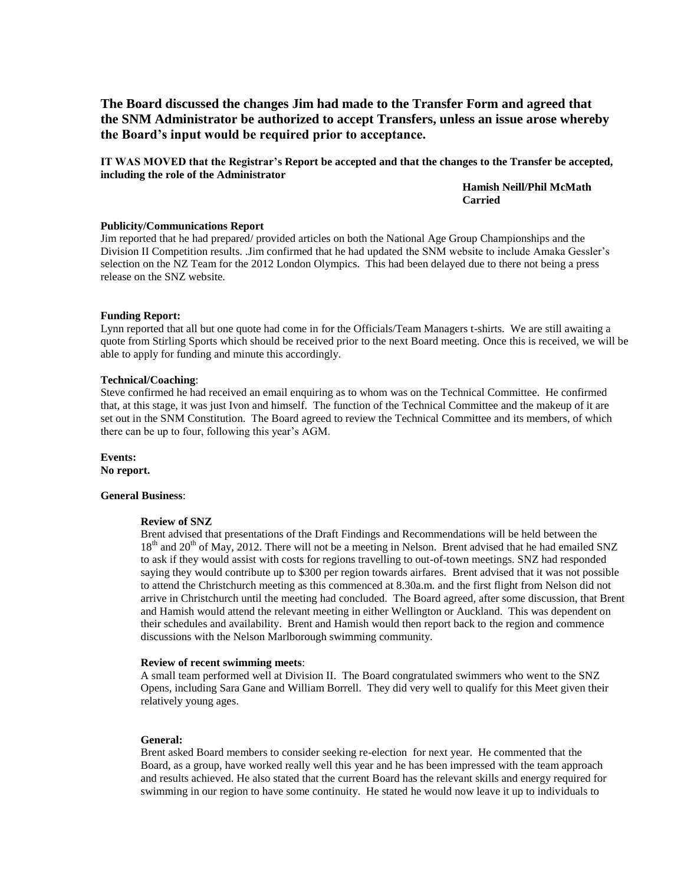**The Board discussed the changes Jim had made to the Transfer Form and agreed that the SNM Administrator be authorized to accept Transfers, unless an issue arose whereby the Board's input would be required prior to acceptance.**

**IT WAS MOVED that the Registrar's Report be accepted and that the changes to the Transfer be accepted, including the role of the Administrator**

**Hamish Neill/Phil McMath**
**Carried**

**Publicity/Communications Report**

Jim reported that he had prepared/ provided articles on both the National Age Group Championships and the Division II Competition results. .Jim confirmed that he had updated the SNM website to include Amaka Gessler's selection on the NZ Team for the 2012 London Olympics. This had been delayed due to there not being a press release on the SNZ website.

**Funding Report:**

Lynn reported that all but one quote had come in for the Officials/Team Managers t-shirts. We are still awaiting a quote from Stirling Sports which should be received prior to the next Board meeting. Once this is received, we will be able to apply for funding and minute this accordingly.

**Technical/Coaching**:

Steve confirmed he had received an email enquiring as to whom was on the Technical Committee. He confirmed that, at this stage, it was just Ivon and himself. The function of the Technical Committee and the makeup of it are set out in the SNM Constitution. The Board agreed to review the Technical Committee and its members, of which there can be up to four, following this year's AGM.

**Events:**
**No report.**

**General Business**:

**Review of SNZ**

Brent advised that presentations of the Draft Findings and Recommendations will be held between the 18th and 20th of May, 2012. There will not be a meeting in Nelson. Brent advised that he had emailed SNZ to ask if they would assist with costs for regions travelling to out-of-town meetings. SNZ had responded saying they would contribute up to $300 per region towards airfares. Brent advised that it was not possible to attend the Christchurch meeting as this commenced at 8.30a.m. and the first flight from Nelson did not arrive in Christchurch until the meeting had concluded. The Board agreed, after some discussion, that Brent and Hamish would attend the relevant meeting in either Wellington or Auckland. This was dependent on their schedules and availability. Brent and Hamish would then report back to the region and commence discussions with the Nelson Marlborough swimming community.

**Review of recent swimming meets**:

A small team performed well at Division II. The Board congratulated swimmers who went to the SNZ Opens, including Sara Gane and William Borrell. They did very well to qualify for this Meet given their relatively young ages.

**General:**

Brent asked Board members to consider seeking re-election for next year. He commented that the Board, as a group, have worked really well this year and he has been impressed with the team approach and results achieved. He also stated that the current Board has the relevant skills and energy required for swimming in our region to have some continuity. He stated he would now leave it up to individuals to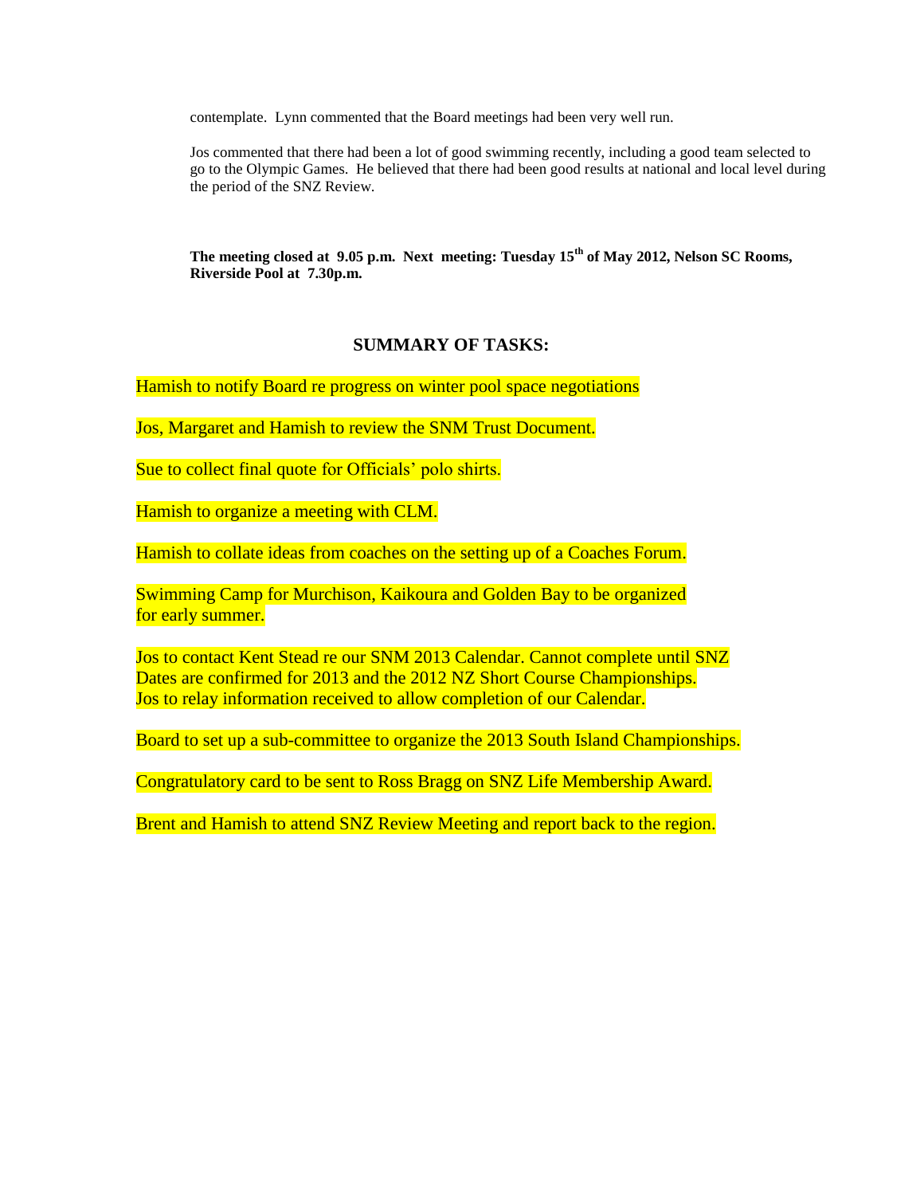contemplate. Lynn commented that the Board meetings had been very well run.

Jos commented that there had been a lot of good swimming recently, including a good team selected to go to the Olympic Games. He believed that there had been good results at national and local level during the period of the SNZ Review.

**The meeting closed at 9.05 p.m. Next meeting: Tuesday 15th of May 2012, Nelson SC Rooms, Riverside Pool at 7.30p.m.**

## SUMMARY OF TASKS:

Hamish to notify Board re progress on winter pool space negotiations

Jos, Margaret and Hamish to review the SNM Trust Document.

Sue to collect final quote for Officials' polo shirts.

Hamish to organize a meeting with CLM.

Hamish to collate ideas from coaches on the setting up of a Coaches Forum.

Swimming Camp for Murchison, Kaikoura and Golden Bay to be organized for early summer.

Jos to contact Kent Stead re our SNM 2013 Calendar. Cannot complete until SNZ Dates are confirmed for 2013 and the 2012 NZ Short Course Championships. Jos to relay information received to allow completion of our Calendar.

Board to set up a sub-committee to organize the 2013 South Island Championships.

Congratulatory card to be sent to Ross Bragg on SNZ Life Membership Award.

Brent and Hamish to attend SNZ Review Meeting and report back to the region.